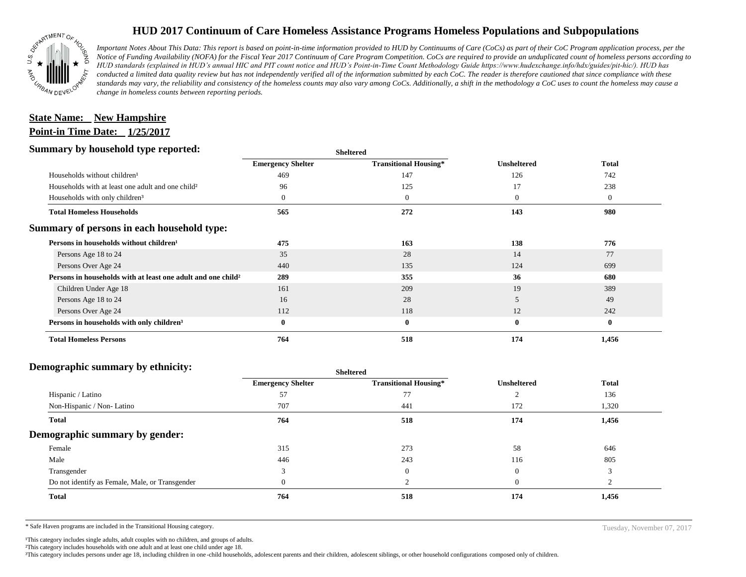# HUD 2017 Continuum of Care Homeless Assistance Programs Homeless Populations and Subpopulations

*Important Notes About This Data: This report is based on point-in-time information provided to HUD by Continuums of Care (CoCs) as part of their CoC Program application process, per the Notice of Funding Availability (NOFA) for the Fiscal Year 2017 Continuum of Care Program Competition. CoCs are required to provide an unduplicated count of homeless persons according to HUD standards (explained in HUD's annual HIC and PIT count notice and HUD's Point-in-Time Count Methodology Guide https://www.hudexchange.info/hdx/guides/pit-hic/). HUD has conducted a limited data quality review but has not independently verified all of the information submitted by each CoC. The reader is therefore cautioned that since compliance with these standards may vary, the reliability and consistency of the homeless counts may also vary among CoCs. Additionally, a shift in the methodology a CoC uses to count the homeless may cause a change in homeless counts between reporting periods.*

**State Name: New Hampshire**

**Point-in Time Date: 1/25/2017**

## Summary by household type reported:

| | Sheltered | | | |
|---|---|---|---|---|
| | **Emergency Shelter** | **Transitional Housing*** | **Unsheltered** | **Total** |
| Households without children[1] | 469 | 147 | 126 | 742 |
| Households with at least one adult and one child[2] | 96 | 125 | 17 | 238 |
| Households with only children[3] | 0 | 0 | 0 | 0 |
| **Total Homeless Households** | **565** | **272** | **143** | **980** |

## Summary of persons in each household type:

| | Emergency Shelter | Transitional Housing* | Unsheltered | Total |
|---|---|---|---|---|
| **Persons in households without children[1]** | **475** | **163** | **138** | **776** |
| Persons Age 18 to 24 | 35 | 28 | 14 | 77 |
| Persons Over Age 24 | 440 | 135 | 124 | 699 |
| **Persons in households with at least one adult and one child[2]** | **289** | **355** | **36** | **680** |
| Children Under Age 18 | 161 | 209 | 19 | 389 |
| Persons Age 18 to 24 | 16 | 28 | 5 | 49 |
| Persons Over Age 24 | 112 | 118 | 12 | 242 |
| **Persons in households with only children[3]** | **0** | **0** | **0** | **0** |
| **Total Homeless Persons** | **764** | **518** | **174** | **1,456** |

## Demographic summary by ethnicity:

| | Sheltered | | | |
|---|---|---|---|---|
| | **Emergency Shelter** | **Transitional Housing*** | **Unsheltered** | **Total** |
| Hispanic / Latino | 57 | 77 | 2 | 136 |
| Non-Hispanic / Non- Latino | 707 | 441 | 172 | 1,320 |
| **Total** | **764** | **518** | **174** | **1,456** |

## Demographic summary by gender:

| | Emergency Shelter | Transitional Housing* | Unsheltered | Total |
|---|---|---|---|---|
| Female | 315 | 273 | 58 | 646 |
| Male | 446 | 243 | 116 | 805 |
| Transgender | 3 | 0 | 0 | 3 |
| Do not identify as Female, Male, or Transgender | 0 | 2 | 0 | 2 |
| **Total** | **764** | **518** | **174** | **1,456** |

* Safe Haven programs are included in the Transitional Housing category.

Tuesday, November 07, 2017

[1]This category includes single adults, adult couples with no children, and groups of adults.
[2]This category includes households with one adult and at least one child under age 18.
[3]This category includes persons under age 18, including children in one-child households, adolescent parents and their children, adolescent siblings, or other household configurations composed only of children.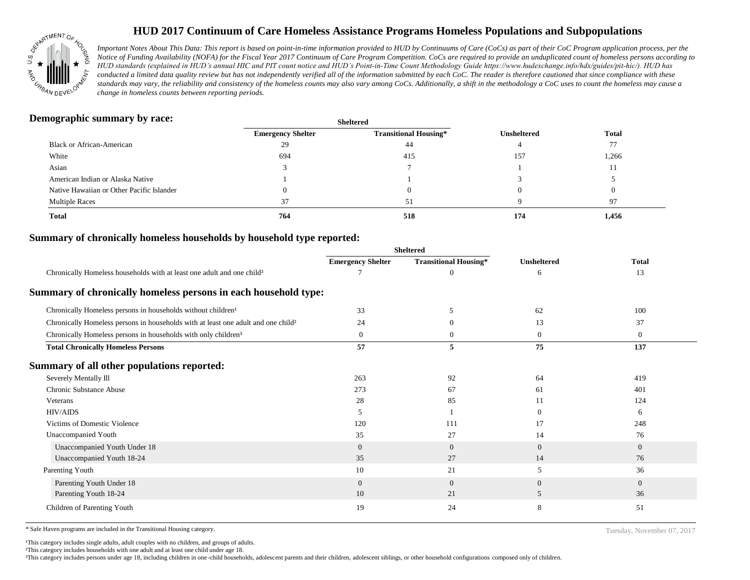# HUD 2017 Continuum of Care Homeless Assistance Programs Homeless Populations and Subpopulations

*Important Notes About This Data: This report is based on point-in-time information provided to HUD by Continuums of Care (CoCs) as part of their CoC Program application process, per the Notice of Funding Availability (NOFA) for the Fiscal Year 2017 Continuum of Care Program Competition. CoCs are required to provide an unduplicated count of homeless persons according to HUD standards (explained in HUD's annual HIC and PIT count notice and HUD's Point-in-Time Count Methodology Guide https://www.hudexchange.info/hdx/guides/pit-hic/). HUD has conducted a limited data quality review but has not independently verified all of the information submitted by each CoC. The reader is therefore cautioned that since compliance with these standards may vary, the reliability and consistency of the homeless counts may also vary among CoCs. Additionally, a shift in the methodology a CoC uses to count the homeless may cause a change in homeless counts between reporting periods.*

## Demographic summary by race:

| | Sheltered | | | |
|---|---|---|---|---|
| | Emergency Shelter | Transitional Housing* | Unsheltered | Total |
| Black or African-American | 29 | 44 | 4 | 77 |
| White | 694 | 415 | 157 | 1,266 |
| Asian | 3 | 7 | 1 | 11 |
| American Indian or Alaska Native | 1 | 1 | 3 | 5 |
| Native Hawaiian or Other Pacific Islander | 0 | 0 | 0 | 0 |
| Multiple Races | 37 | 51 | 9 | 97 |
| **Total** | **764** | **518** | **174** | **1,456** |

## Summary of chronically homeless households by household type reported:

| | Sheltered | | | |
|---|---|---|---|---|
| | Emergency Shelter | Transitional Housing* | Unsheltered | Total |
| Chronically Homeless households with at least one adult and one child[2] | 7 | 0 | 6 | 13 |

## Summary of chronically homeless persons in each household type:

| | Emergency Shelter | Transitional Housing* | Unsheltered | Total |
|---|---|---|---|---|
| Chronically Homeless persons in households without children[1] | 33 | 5 | 62 | 100 |
| Chronically Homeless persons in households with at least one adult and one child[2] | 24 | 0 | 13 | 37 |
| Chronically Homeless persons in households with only children[3] | 0 | 0 | 0 | 0 |
| **Total Chronically Homeless Persons** | **57** | **5** | **75** | **137** |

## Summary of all other populations reported:

| | Emergency Shelter | Transitional Housing* | Unsheltered | Total |
|---|---|---|---|---|
| Severely Mentally Ill | 263 | 92 | 64 | 419 |
| Chronic Substance Abuse | 273 | 67 | 61 | 401 |
| Veterans | 28 | 85 | 11 | 124 |
| HIV/AIDS | 5 | 1 | 0 | 6 |
| Victims of Domestic Violence | 120 | 111 | 17 | 248 |
| Unaccompanied Youth | 35 | 27 | 14 | 76 |
| Unaccompanied Youth Under 18 | 0 | 0 | 0 | 0 |
| Unaccompanied Youth 18-24 | 35 | 27 | 14 | 76 |
| Parenting Youth | 10 | 21 | 5 | 36 |
| Parenting Youth Under 18 | 0 | 0 | 0 | 0 |
| Parenting Youth 18-24 | 10 | 21 | 5 | 36 |
| Children of Parenting Youth | 19 | 24 | 8 | 51 |

* Safe Haven programs are included in the Transitional Housing category.

Tuesday, November 07, 2017

[1]This category includes single adults, adult couples with no children, and groups of adults.

[2]This category includes households with one adult and at least one child under age 18.

[3]This category includes persons under age 18, including children in one-child households, adolescent parents and their children, adolescent siblings, or other household configurations composed only of children.